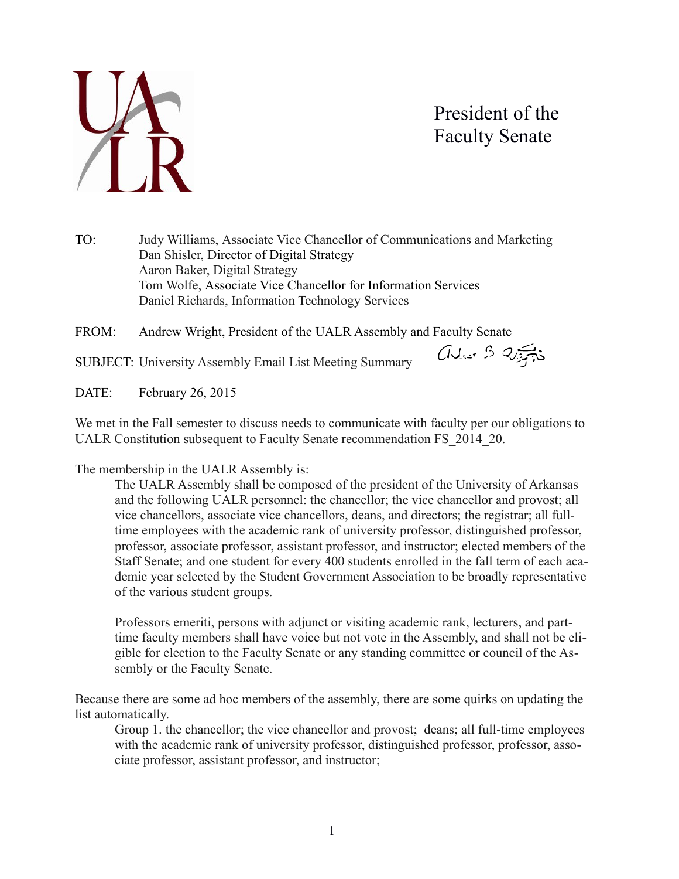# President of the Faculty Senate

TO: Judy Williams, Associate Vice Chancellor of Communications and Marketing
Dan Shisler, Director of Digital Strategy
Aaron Baker, Digital Strategy
Tom Wolfe, Associate Vice Chancellor for Information Services
Daniel Richards, Information Technology Services

FROM: Andrew Wright, President of the UALR Assembly and Faculty Senate

SUBJECT: University Assembly Email List Meeting Summary

DATE: February 26, 2015

We met in the Fall semester to discuss needs to communicate with faculty per our obligations to UALR Constitution subsequent to Faculty Senate recommendation FS_2014_20.

The membership in the UALR Assembly is:

> The UALR Assembly shall be composed of the president of the University of Arkansas and the following UALR personnel: the chancellor; the vice chancellor and provost; all vice chancellors, associate vice chancellors, deans, and directors; the registrar; all full-time employees with the academic rank of university professor, distinguished professor, professor, associate professor, assistant professor, and instructor; elected members of the Staff Senate; and one student for every 400 students enrolled in the fall term of each academic year selected by the Student Government Association to be broadly representative of the various student groups.
>
> Professors emeriti, persons with adjunct or visiting academic rank, lecturers, and part-time faculty members shall have voice but not vote in the Assembly, and shall not be eligible for election to the Faculty Senate or any standing committee or council of the Assembly or the Faculty Senate.

Because there are some ad hoc members of the assembly, there are some quirks on updating the list automatically.

> Group 1. the chancellor; the vice chancellor and provost; deans; all full-time employees with the academic rank of university professor, distinguished professor, professor, associate professor, assistant professor, and instructor;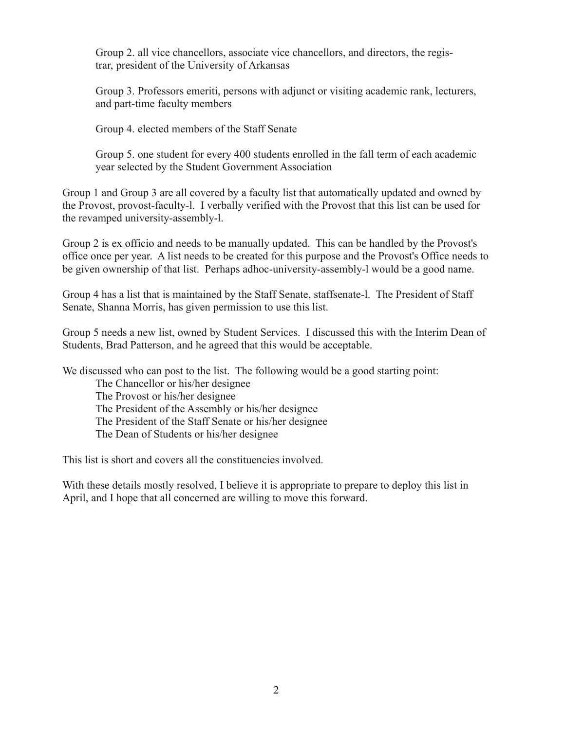Group 2. all vice chancellors, associate vice chancellors, and directors, the registrar, president of the University of Arkansas

Group 3. Professors emeriti, persons with adjunct or visiting academic rank, lecturers, and part-time faculty members

Group 4. elected members of the Staff Senate

Group 5. one student for every 400 students enrolled in the fall term of each academic year selected by the Student Government Association

Group 1 and Group 3 are all covered by a faculty list that automatically updated and owned by the Provost, provost-faculty-l. I verbally verified with the Provost that this list can be used for the revamped university-assembly-l.

Group 2 is ex officio and needs to be manually updated. This can be handled by the Provost's office once per year. A list needs to be created for this purpose and the Provost's Office needs to be given ownership of that list. Perhaps adhoc-university-assembly-l would be a good name.

Group 4 has a list that is maintained by the Staff Senate, staffsenate-l. The President of Staff Senate, Shanna Morris, has given permission to use this list.

Group 5 needs a new list, owned by Student Services. I discussed this with the Interim Dean of Students, Brad Patterson, and he agreed that this would be acceptable.

We discussed who can post to the list. The following would be a good starting point:

The Chancellor or his/her designee
The Provost or his/her designee
The President of the Assembly or his/her designee
The President of the Staff Senate or his/her designee
The Dean of Students or his/her designee

This list is short and covers all the constituencies involved.

With these details mostly resolved, I believe it is appropriate to prepare to deploy this list in April, and I hope that all concerned are willing to move this forward.